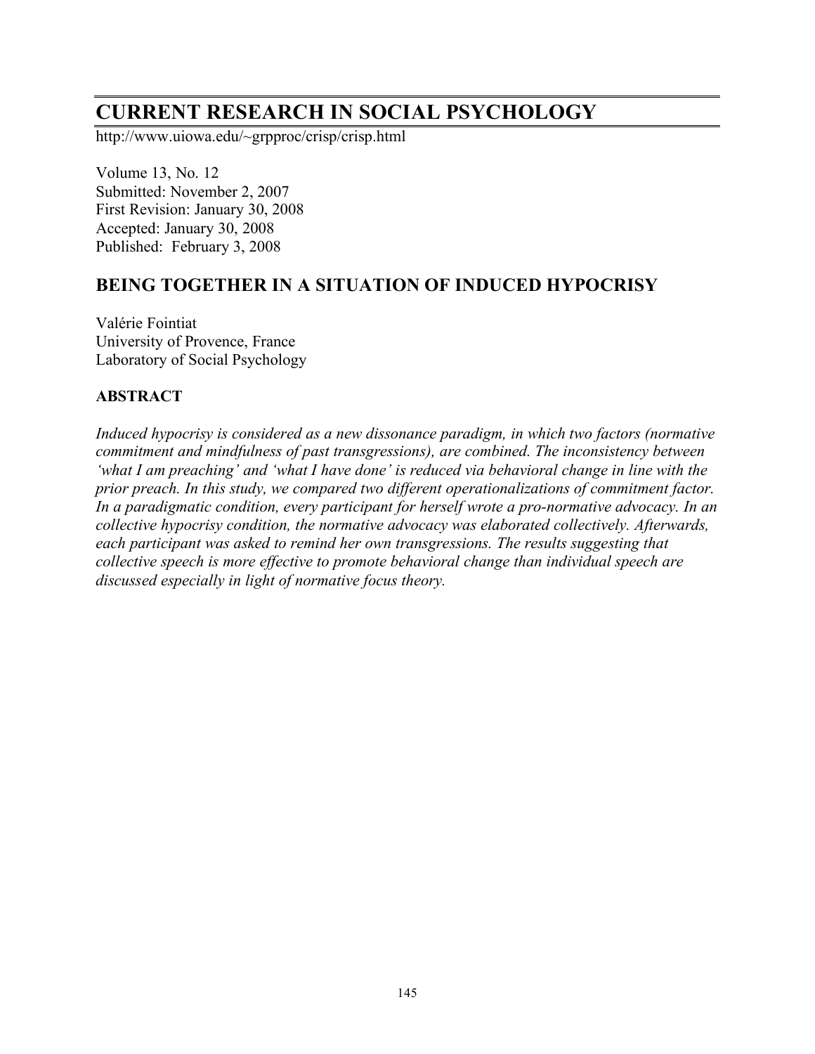# CURRENT RESEARCH IN SOCIAL PSYCHOLOGY

http://www.uiowa.edu/~grpproc/crisp/crisp.html

Volume 13, No. 12
Submitted: November 2, 2007
First Revision: January 30, 2008
Accepted: January 30, 2008
Published: February 3, 2008

## BEING TOGETHER IN A SITUATION OF INDUCED HYPOCRISY

Valérie Fointiat
University of Provence, France
Laboratory of Social Psychology

### ABSTRACT

*Induced hypocrisy is considered as a new dissonance paradigm, in which two factors (normative commitment and mindfulness of past transgressions), are combined. The inconsistency between 'what I am preaching' and 'what I have done' is reduced via behavioral change in line with the prior preach. In this study, we compared two different operationalizations of commitment factor. In a paradigmatic condition, every participant for herself wrote a pro-normative advocacy. In an collective hypocrisy condition, the normative advocacy was elaborated collectively. Afterwards, each participant was asked to remind her own transgressions. The results suggesting that collective speech is more effective to promote behavioral change than individual speech are discussed especially in light of normative focus theory.*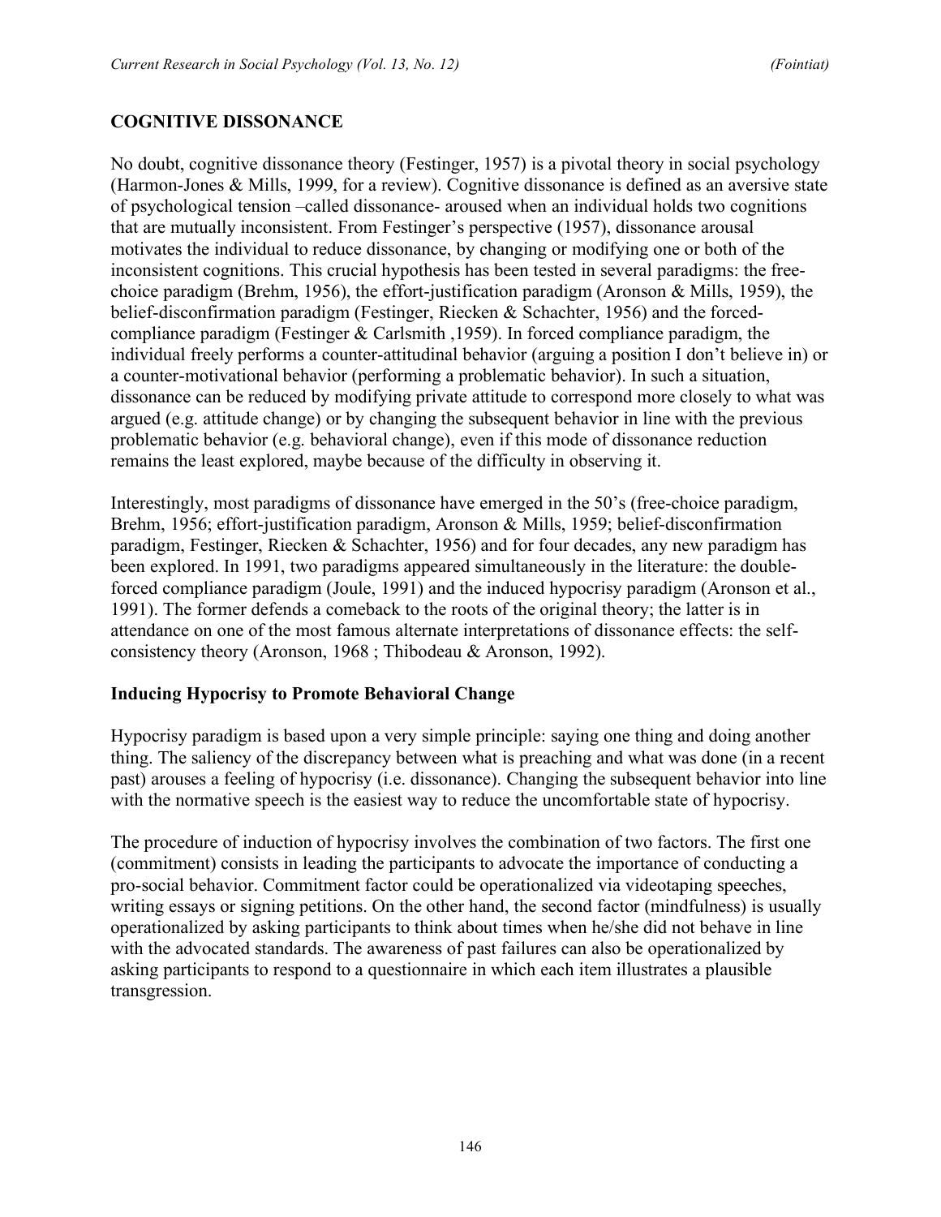## COGNITIVE DISSONANCE

No doubt, cognitive dissonance theory (Festinger, 1957) is a pivotal theory in social psychology (Harmon-Jones & Mills, 1999, for a review). Cognitive dissonance is defined as an aversive state of psychological tension –called dissonance- aroused when an individual holds two cognitions that are mutually inconsistent. From Festinger's perspective (1957), dissonance arousal motivates the individual to reduce dissonance, by changing or modifying one or both of the inconsistent cognitions. This crucial hypothesis has been tested in several paradigms: the free-choice paradigm (Brehm, 1956), the effort-justification paradigm (Aronson & Mills, 1959), the belief-disconfirmation paradigm (Festinger, Riecken & Schachter, 1956) and the forced-compliance paradigm (Festinger & Carlsmith ,1959). In forced compliance paradigm, the individual freely performs a counter-attitudinal behavior (arguing a position I don't believe in) or a counter-motivational behavior (performing a problematic behavior). In such a situation, dissonance can be reduced by modifying private attitude to correspond more closely to what was argued (e.g. attitude change) or by changing the subsequent behavior in line with the previous problematic behavior (e.g. behavioral change), even if this mode of dissonance reduction remains the least explored, maybe because of the difficulty in observing it.

Interestingly, most paradigms of dissonance have emerged in the 50's (free-choice paradigm, Brehm, 1956; effort-justification paradigm, Aronson & Mills, 1959; belief-disconfirmation paradigm, Festinger, Riecken & Schachter, 1956) and for four decades, any new paradigm has been explored. In 1991, two paradigms appeared simultaneously in the literature: the double-forced compliance paradigm (Joule, 1991) and the induced hypocrisy paradigm (Aronson et al., 1991). The former defends a comeback to the roots of the original theory; the latter is in attendance on one of the most famous alternate interpretations of dissonance effects: the self-consistency theory (Aronson, 1968 ; Thibodeau & Aronson, 1992).

### Inducing Hypocrisy to Promote Behavioral Change

Hypocrisy paradigm is based upon a very simple principle: saying one thing and doing another thing. The saliency of the discrepancy between what is preaching and what was done (in a recent past) arouses a feeling of hypocrisy (i.e. dissonance). Changing the subsequent behavior into line with the normative speech is the easiest way to reduce the uncomfortable state of hypocrisy.

The procedure of induction of hypocrisy involves the combination of two factors. The first one (commitment) consists in leading the participants to advocate the importance of conducting a pro-social behavior. Commitment factor could be operationalized via videotaping speeches, writing essays or signing petitions. On the other hand, the second factor (mindfulness) is usually operationalized by asking participants to think about times when he/she did not behave in line with the advocated standards. The awareness of past failures can also be operationalized by asking participants to respond to a questionnaire in which each item illustrates a plausible transgression.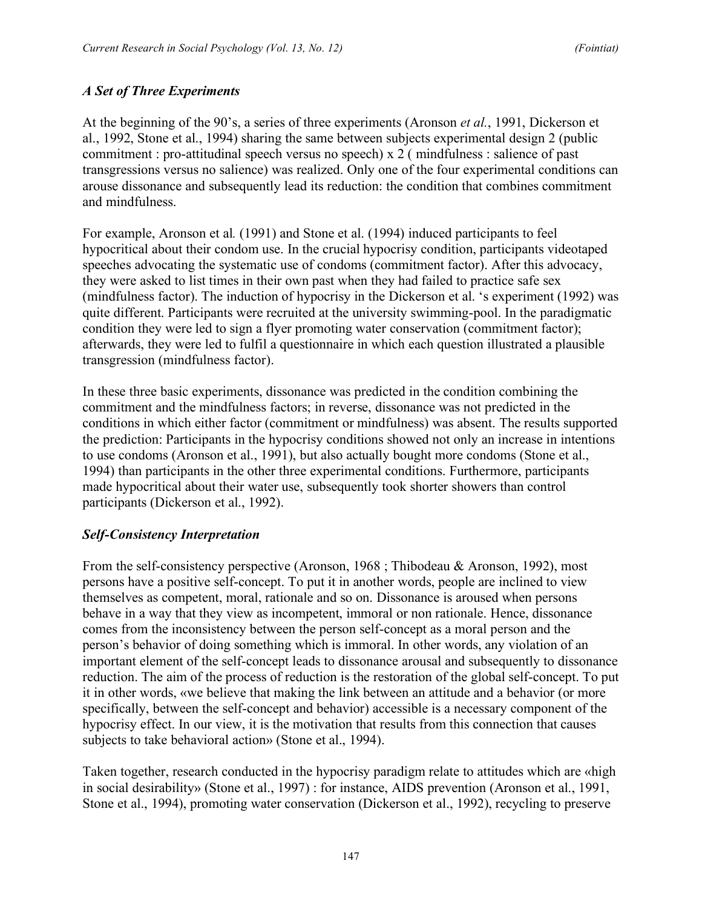### *A Set of Three Experiments*

At the beginning of the 90's, a series of three experiments (Aronson *et al.*, 1991, Dickerson et al., 1992, Stone et al., 1994) sharing the same between subjects experimental design 2 (public commitment : pro-attitudinal speech versus no speech) x 2 ( mindfulness : salience of past transgressions versus no salience) was realized. Only one of the four experimental conditions can arouse dissonance and subsequently lead its reduction: the condition that combines commitment and mindfulness.

For example, Aronson et al*.* (1991) and Stone et al. (1994) induced participants to feel hypocritical about their condom use. In the crucial hypocrisy condition, participants videotaped speeches advocating the systematic use of condoms (commitment factor). After this advocacy, they were asked to list times in their own past when they had failed to practice safe sex (mindfulness factor). The induction of hypocrisy in the Dickerson et al. 's experiment (1992) was quite different. Participants were recruited at the university swimming-pool. In the paradigmatic condition they were led to sign a flyer promoting water conservation (commitment factor); afterwards, they were led to fulfil a questionnaire in which each question illustrated a plausible transgression (mindfulness factor).

In these three basic experiments, dissonance was predicted in the condition combining the commitment and the mindfulness factors; in reverse, dissonance was not predicted in the conditions in which either factor (commitment or mindfulness) was absent. The results supported the prediction: Participants in the hypocrisy conditions showed not only an increase in intentions to use condoms (Aronson et al., 1991), but also actually bought more condoms (Stone et al., 1994) than participants in the other three experimental conditions. Furthermore, participants made hypocritical about their water use, subsequently took shorter showers than control participants (Dickerson et al., 1992).

### *Self-Consistency Interpretation*

From the self-consistency perspective (Aronson, 1968 ; Thibodeau & Aronson, 1992), most persons have a positive self-concept. To put it in another words, people are inclined to view themselves as competent, moral, rationale and so on. Dissonance is aroused when persons behave in a way that they view as incompetent, immoral or non rationale. Hence, dissonance comes from the inconsistency between the person self-concept as a moral person and the person's behavior of doing something which is immoral. In other words, any violation of an important element of the self-concept leads to dissonance arousal and subsequently to dissonance reduction. The aim of the process of reduction is the restoration of the global self-concept. To put it in other words, «we believe that making the link between an attitude and a behavior (or more specifically, between the self-concept and behavior) accessible is a necessary component of the hypocrisy effect. In our view, it is the motivation that results from this connection that causes subjects to take behavioral action» (Stone et al., 1994).

Taken together, research conducted in the hypocrisy paradigm relate to attitudes which are «high in social desirability» (Stone et al., 1997) : for instance, AIDS prevention (Aronson et al., 1991, Stone et al., 1994), promoting water conservation (Dickerson et al., 1992), recycling to preserve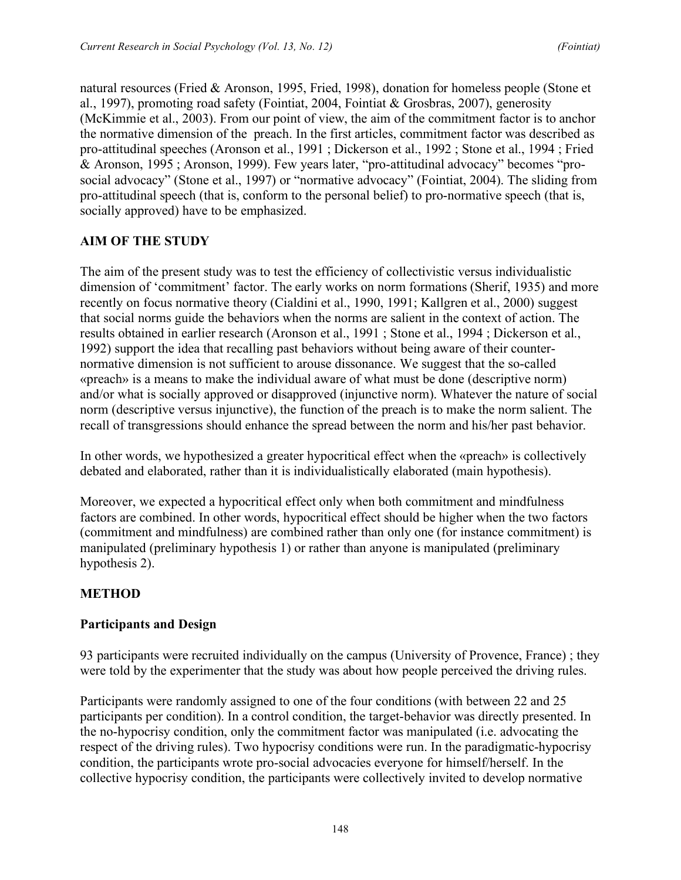natural resources (Fried & Aronson, 1995, Fried, 1998), donation for homeless people (Stone et al., 1997), promoting road safety (Fointiat, 2004, Fointiat & Grosbras, 2007), generosity (McKimmie et al., 2003). From our point of view, the aim of the commitment factor is to anchor the normative dimension of the preach. In the first articles, commitment factor was described as pro-attitudinal speeches (Aronson et al., 1991 ; Dickerson et al., 1992 ; Stone et al., 1994 ; Fried & Aronson, 1995 ; Aronson, 1999). Few years later, "pro-attitudinal advocacy" becomes "pro-social advocacy" (Stone et al., 1997) or "normative advocacy" (Fointiat, 2004). The sliding from pro-attitudinal speech (that is, conform to the personal belief) to pro-normative speech (that is, socially approved) have to be emphasized.

## AIM OF THE STUDY

The aim of the present study was to test the efficiency of collectivistic versus individualistic dimension of 'commitment' factor. The early works on norm formations (Sherif, 1935) and more recently on focus normative theory (Cialdini et al., 1990, 1991; Kallgren et al., 2000) suggest that social norms guide the behaviors when the norms are salient in the context of action. The results obtained in earlier research (Aronson et al., 1991 ; Stone et al., 1994 ; Dickerson et al., 1992) support the idea that recalling past behaviors without being aware of their counter-normative dimension is not sufficient to arouse dissonance. We suggest that the so-called «preach» is a means to make the individual aware of what must be done (descriptive norm) and/or what is socially approved or disapproved (injunctive norm). Whatever the nature of social norm (descriptive versus injunctive), the function of the preach is to make the norm salient. The recall of transgressions should enhance the spread between the norm and his/her past behavior.

In other words, we hypothesized a greater hypocritical effect when the «preach» is collectively debated and elaborated, rather than it is individualistically elaborated (main hypothesis).

Moreover, we expected a hypocritical effect only when both commitment and mindfulness factors are combined. In other words, hypocritical effect should be higher when the two factors (commitment and mindfulness) are combined rather than only one (for instance commitment) is manipulated (preliminary hypothesis 1) or rather than anyone is manipulated (preliminary hypothesis 2).

## METHOD

### Participants and Design

93 participants were recruited individually on the campus (University of Provence, France) ; they were told by the experimenter that the study was about how people perceived the driving rules.

Participants were randomly assigned to one of the four conditions (with between 22 and 25 participants per condition). In a control condition, the target-behavior was directly presented. In the no-hypocrisy condition, only the commitment factor was manipulated (i.e. advocating the respect of the driving rules). Two hypocrisy conditions were run. In the paradigmatic-hypocrisy condition, the participants wrote pro-social advocacies everyone for himself/herself. In the collective hypocrisy condition, the participants were collectively invited to develop normative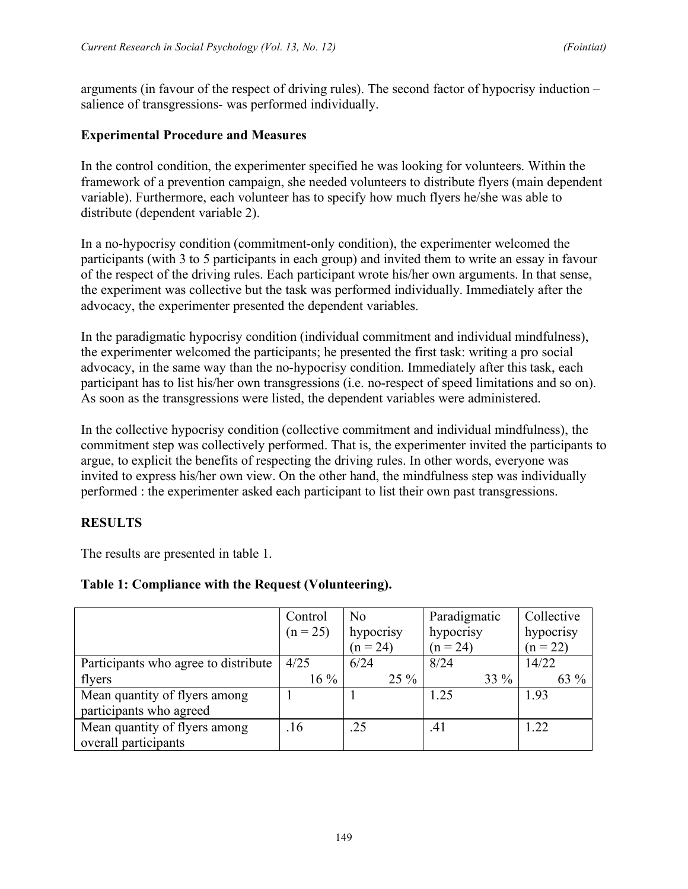arguments (in favour of the respect of driving rules). The second factor of hypocrisy induction – salience of transgressions- was performed individually.

### Experimental Procedure and Measures

In the control condition, the experimenter specified he was looking for volunteers. Within the framework of a prevention campaign, she needed volunteers to distribute flyers (main dependent variable). Furthermore, each volunteer has to specify how much flyers he/she was able to distribute (dependent variable 2).

In a no-hypocrisy condition (commitment-only condition), the experimenter welcomed the participants (with 3 to 5 participants in each group) and invited them to write an essay in favour of the respect of the driving rules. Each participant wrote his/her own arguments. In that sense, the experiment was collective but the task was performed individually. Immediately after the advocacy, the experimenter presented the dependent variables.

In the paradigmatic hypocrisy condition (individual commitment and individual mindfulness), the experimenter welcomed the participants; he presented the first task: writing a pro social advocacy, in the same way than the no-hypocrisy condition. Immediately after this task, each participant has to list his/her own transgressions (i.e. no-respect of speed limitations and so on). As soon as the transgressions were listed, the dependent variables were administered.

In the collective hypocrisy condition (collective commitment and individual mindfulness), the commitment step was collectively performed. That is, the experimenter invited the participants to argue, to explicit the benefits of respecting the driving rules. In other words, everyone was invited to express his/her own view. On the other hand, the mindfulness step was individually performed : the experimenter asked each participant to list their own past transgressions.

## RESULTS

The results are presented in table 1.

**Table 1: Compliance with the Request (Volunteering).**

| | Control (n = 25) | No hypocrisy (n = 24) | Paradigmatic hypocrisy (n = 24) | Collective hypocrisy (n = 22) |
|---|---|---|---|---|
| Participants who agree to distribute flyers | 4/25 16 % | 6/24 25 % | 8/24 33 % | 14/22 63 % |
| Mean quantity of flyers among participants who agreed | 1 | 1 | 1.25 | 1.93 |
| Mean quantity of flyers among overall participants | .16 | .25 | .41 | 1.22 |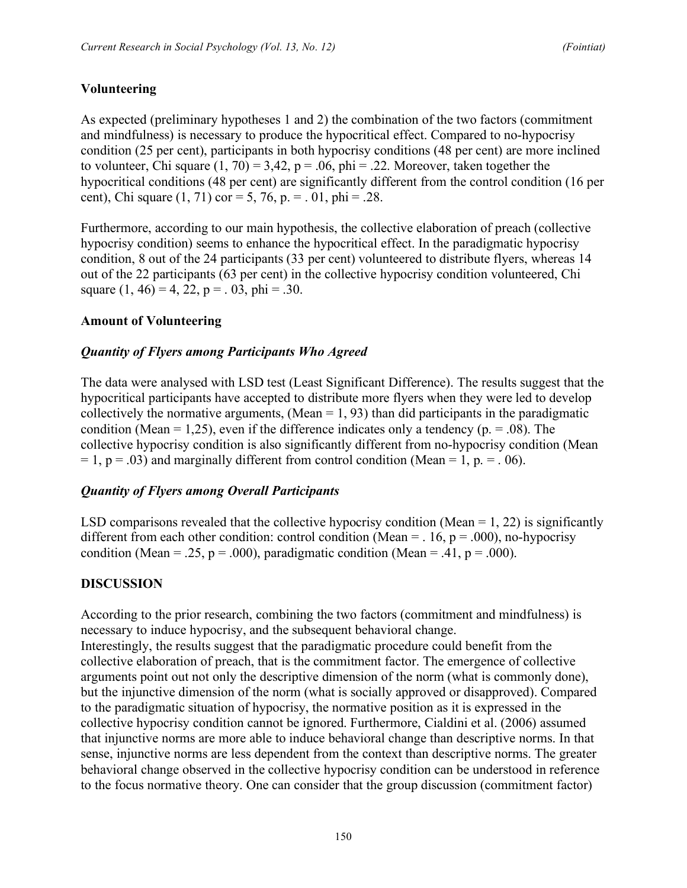### Volunteering

As expected (preliminary hypotheses 1 and 2) the combination of the two factors (commitment and mindfulness) is necessary to produce the hypocritical effect. Compared to no-hypocrisy condition (25 per cent), participants in both hypocrisy conditions (48 per cent) are more inclined to volunteer, Chi square (1, 70) = 3,42, p = .06, phi = .22. Moreover, taken together the hypocritical conditions (48 per cent) are significantly different from the control condition (16 per cent), Chi square (1, 71) cor = 5, 76, p. = . 01, phi = .28.

Furthermore, according to our main hypothesis, the collective elaboration of preach (collective hypocrisy condition) seems to enhance the hypocritical effect. In the paradigmatic hypocrisy condition, 8 out of the 24 participants (33 per cent) volunteered to distribute flyers, whereas 14 out of the 22 participants (63 per cent) in the collective hypocrisy condition volunteered, Chi square (1, 46) = 4, 22, p = . 03, phi = .30.

### Amount of Volunteering

#### *Quantity of Flyers among Participants Who Agreed*

The data were analysed with LSD test (Least Significant Difference). The results suggest that the hypocritical participants have accepted to distribute more flyers when they were led to develop collectively the normative arguments, (Mean = 1, 93) than did participants in the paradigmatic condition (Mean = 1,25), even if the difference indicates only a tendency (p. = .08). The collective hypocrisy condition is also significantly different from no-hypocrisy condition (Mean = 1, p = .03) and marginally different from control condition (Mean = 1, p. = . 06).

#### *Quantity of Flyers among Overall Participants*

LSD comparisons revealed that the collective hypocrisy condition (Mean = 1, 22) is significantly different from each other condition: control condition (Mean = . 16, p = .000), no-hypocrisy condition (Mean = .25, p = .000), paradigmatic condition (Mean = .41, p = .000).

### DISCUSSION

According to the prior research, combining the two factors (commitment and mindfulness) is necessary to induce hypocrisy, and the subsequent behavioral change.
Interestingly, the results suggest that the paradigmatic procedure could benefit from the collective elaboration of preach, that is the commitment factor. The emergence of collective arguments point out not only the descriptive dimension of the norm (what is commonly done), but the injunctive dimension of the norm (what is socially approved or disapproved). Compared to the paradigmatic situation of hypocrisy, the normative position as it is expressed in the collective hypocrisy condition cannot be ignored. Furthermore, Cialdini et al. (2006) assumed that injunctive norms are more able to induce behavioral change than descriptive norms. In that sense, injunctive norms are less dependent from the context than descriptive norms. The greater behavioral change observed in the collective hypocrisy condition can be understood in reference to the focus normative theory. One can consider that the group discussion (commitment factor)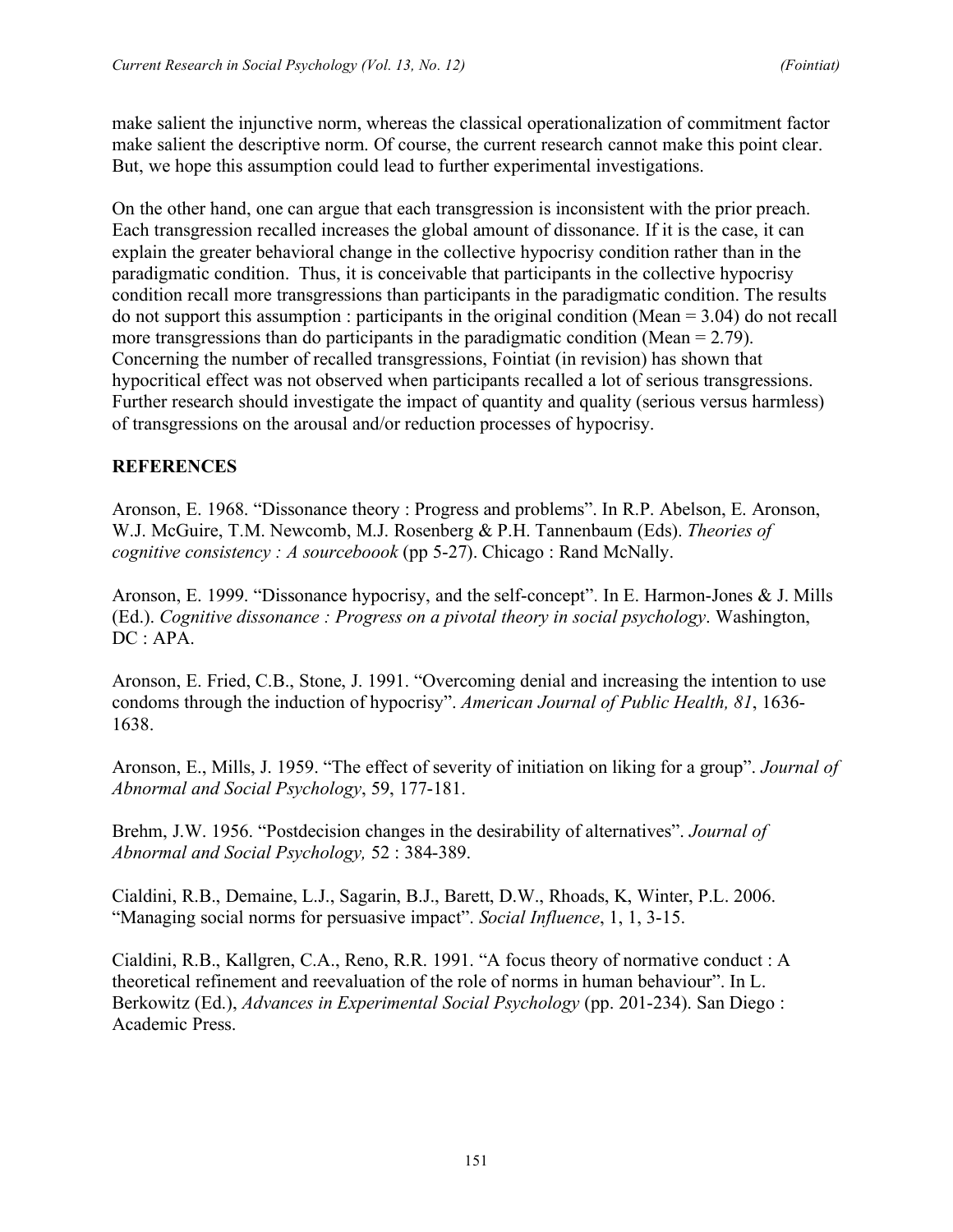make salient the injunctive norm, whereas the classical operationalization of commitment factor make salient the descriptive norm. Of course, the current research cannot make this point clear. But, we hope this assumption could lead to further experimental investigations.

On the other hand, one can argue that each transgression is inconsistent with the prior preach. Each transgression recalled increases the global amount of dissonance. If it is the case, it can explain the greater behavioral change in the collective hypocrisy condition rather than in the paradigmatic condition. Thus, it is conceivable that participants in the collective hypocrisy condition recall more transgressions than participants in the paradigmatic condition. The results do not support this assumption : participants in the original condition (Mean = 3.04) do not recall more transgressions than do participants in the paradigmatic condition (Mean = 2.79). Concerning the number of recalled transgressions, Fointiat (in revision) has shown that hypocritical effect was not observed when participants recalled a lot of serious transgressions. Further research should investigate the impact of quantity and quality (serious versus harmless) of transgressions on the arousal and/or reduction processes of hypocrisy.

## REFERENCES

Aronson, E. 1968. "Dissonance theory : Progress and problems". In R.P. Abelson, E. Aronson, W.J. McGuire, T.M. Newcomb, M.J. Rosenberg & P.H. Tannenbaum (Eds). *Theories of cognitive consistency : A sourceboook* (pp 5-27). Chicago : Rand McNally.

Aronson, E. 1999. "Dissonance hypocrisy, and the self-concept". In E. Harmon-Jones & J. Mills (Ed.). *Cognitive dissonance : Progress on a pivotal theory in social psychology*. Washington, DC : APA.

Aronson, E. Fried, C.B., Stone, J. 1991. "Overcoming denial and increasing the intention to use condoms through the induction of hypocrisy". *American Journal of Public Health, 81*, 1636-1638.

Aronson, E., Mills, J. 1959. "The effect of severity of initiation on liking for a group". *Journal of Abnormal and Social Psychology*, 59, 177-181.

Brehm, J.W. 1956. "Postdecision changes in the desirability of alternatives". *Journal of Abnormal and Social Psychology,* 52 : 384-389.

Cialdini, R.B., Demaine, L.J., Sagarin, B.J., Barett, D.W., Rhoads, K, Winter, P.L. 2006. "Managing social norms for persuasive impact". *Social Influence*, 1, 1, 3-15.

Cialdini, R.B., Kallgren, C.A., Reno, R.R. 1991. "A focus theory of normative conduct : A theoretical refinement and reevaluation of the role of norms in human behaviour". In L. Berkowitz (Ed.), *Advances in Experimental Social Psychology* (pp. 201-234). San Diego : Academic Press.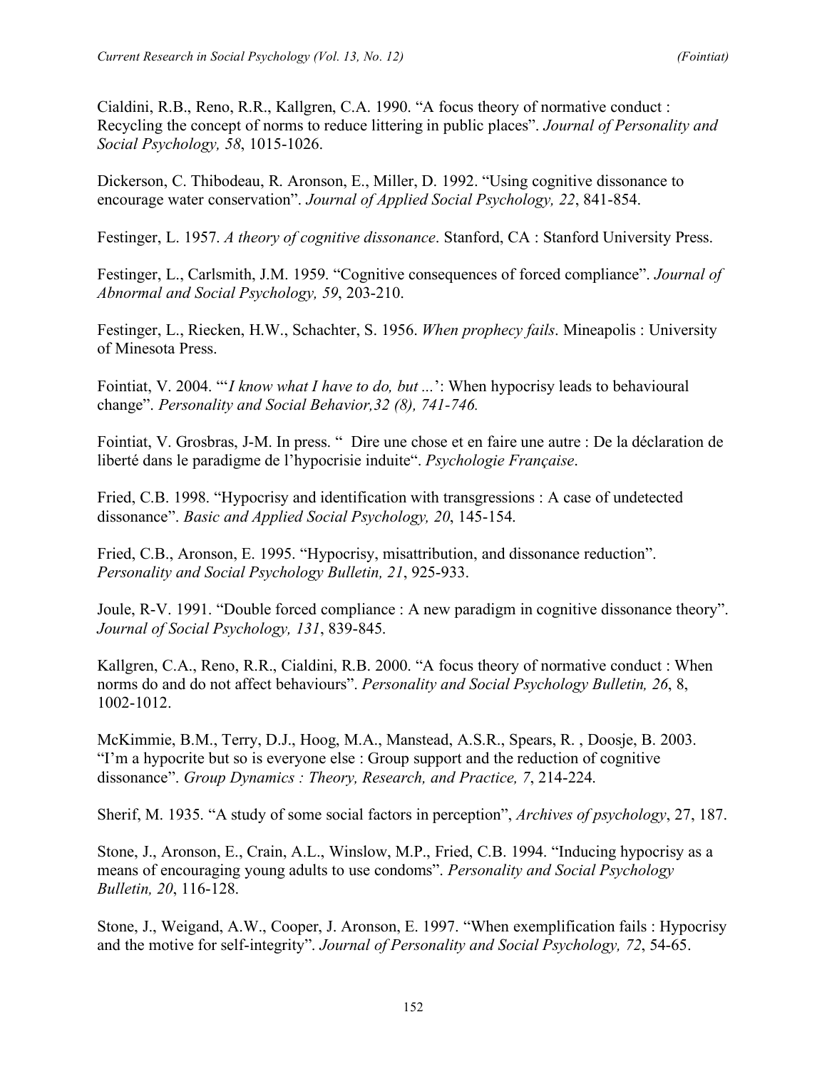Cialdini, R.B., Reno, R.R., Kallgren, C.A. 1990. "A focus theory of normative conduct : Recycling the concept of norms to reduce littering in public places". *Journal of Personality and Social Psychology, 58*, 1015-1026.

Dickerson, C. Thibodeau, R. Aronson, E., Miller, D. 1992. "Using cognitive dissonance to encourage water conservation". *Journal of Applied Social Psychology, 22*, 841-854.

Festinger, L. 1957. *A theory of cognitive dissonance*. Stanford, CA : Stanford University Press.

Festinger, L., Carlsmith, J.M. 1959. "Cognitive consequences of forced compliance". *Journal of Abnormal and Social Psychology, 59*, 203-210.

Festinger, L., Riecken, H.W., Schachter, S. 1956. *When prophecy fails*. Mineapolis : University of Minesota Press.

Fointiat, V. 2004. "'*I know what I have to do, but ...*': When hypocrisy leads to behavioural change". *Personality and Social Behavior,32 (8), 741-746.*

Fointiat, V. Grosbras, J-M. In press. "  Dire une chose et en faire une autre : De la déclaration de liberté dans le paradigme de l'hypocrisie induite". *Psychologie Française*.

Fried, C.B. 1998. "Hypocrisy and identification with transgressions : A case of undetected dissonance". *Basic and Applied Social Psychology, 20*, 145-154.

Fried, C.B., Aronson, E. 1995. "Hypocrisy, misattribution, and dissonance reduction". *Personality and Social Psychology Bulletin, 21*, 925-933.

Joule, R-V. 1991. "Double forced compliance : A new paradigm in cognitive dissonance theory". *Journal of Social Psychology, 131*, 839-845.

Kallgren, C.A., Reno, R.R., Cialdini, R.B. 2000. "A focus theory of normative conduct : When norms do and do not affect behaviours". *Personality and Social Psychology Bulletin, 26*, 8, 1002-1012.

McKimmie, B.M., Terry, D.J., Hoog, M.A., Manstead, A.S.R., Spears, R. , Doosje, B. 2003. "I'm a hypocrite but so is everyone else : Group support and the reduction of cognitive dissonance". *Group Dynamics : Theory, Research, and Practice, 7*, 214-224.

Sherif, M. 1935. "A study of some social factors in perception", *Archives of psychology*, 27, 187.

Stone, J., Aronson, E., Crain, A.L., Winslow, M.P., Fried, C.B. 1994. "Inducing hypocrisy as a means of encouraging young adults to use condoms". *Personality and Social Psychology Bulletin, 20*, 116-128.

Stone, J., Weigand, A.W., Cooper, J. Aronson, E. 1997. "When exemplification fails : Hypocrisy and the motive for self-integrity". *Journal of Personality and Social Psychology, 72*, 54-65.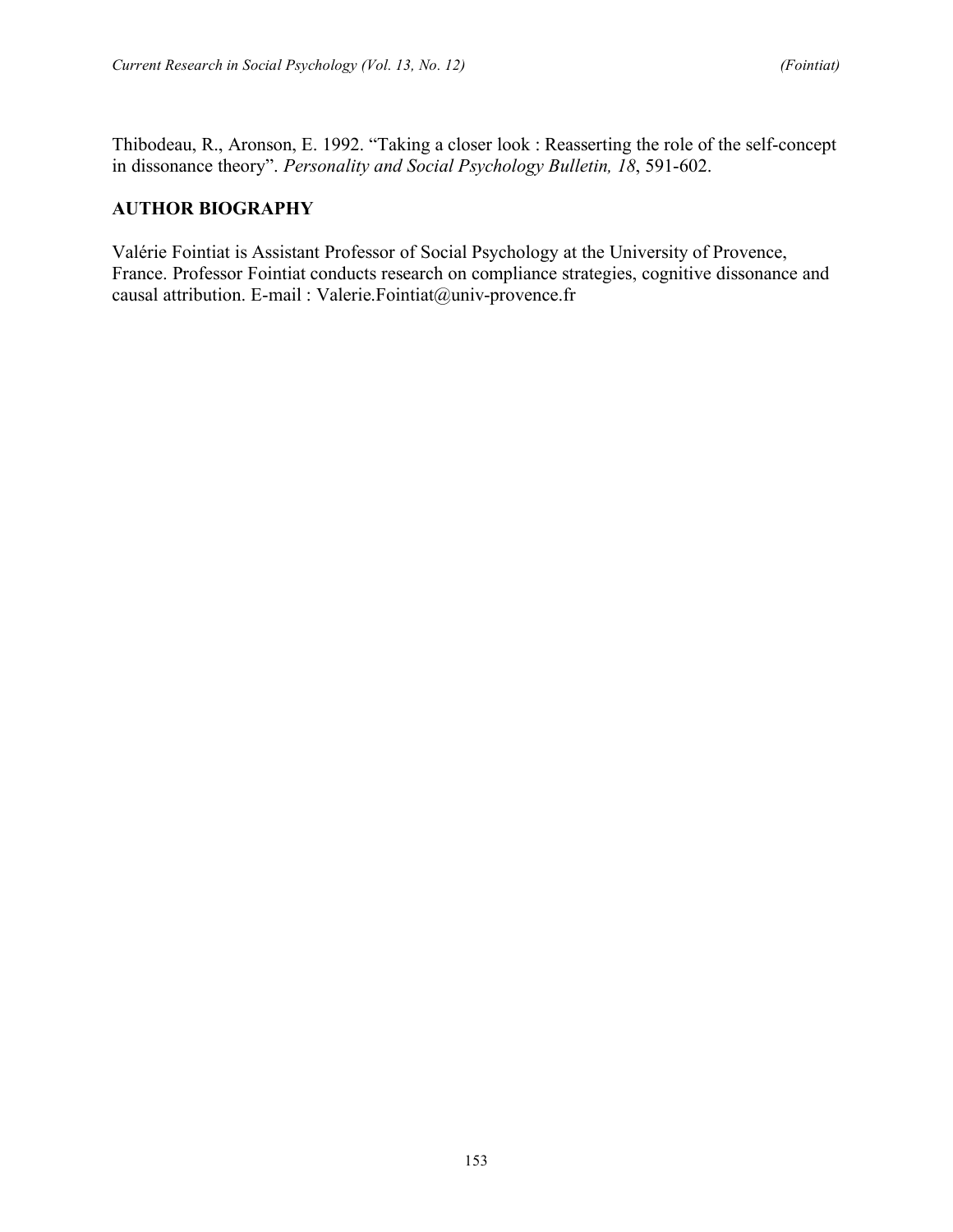Thibodeau, R., Aronson, E. 1992. “Taking a closer look : Reasserting the role of the self-concept in dissonance theory”. *Personality and Social Psychology Bulletin, 18*, 591-602.

## AUTHOR BIOGRAPHY

Valérie Fointiat is Assistant Professor of Social Psychology at the University of Provence, France. Professor Fointiat conducts research on compliance strategies, cognitive dissonance and causal attribution. E-mail : Valerie.Fointiat@univ-provence.fr